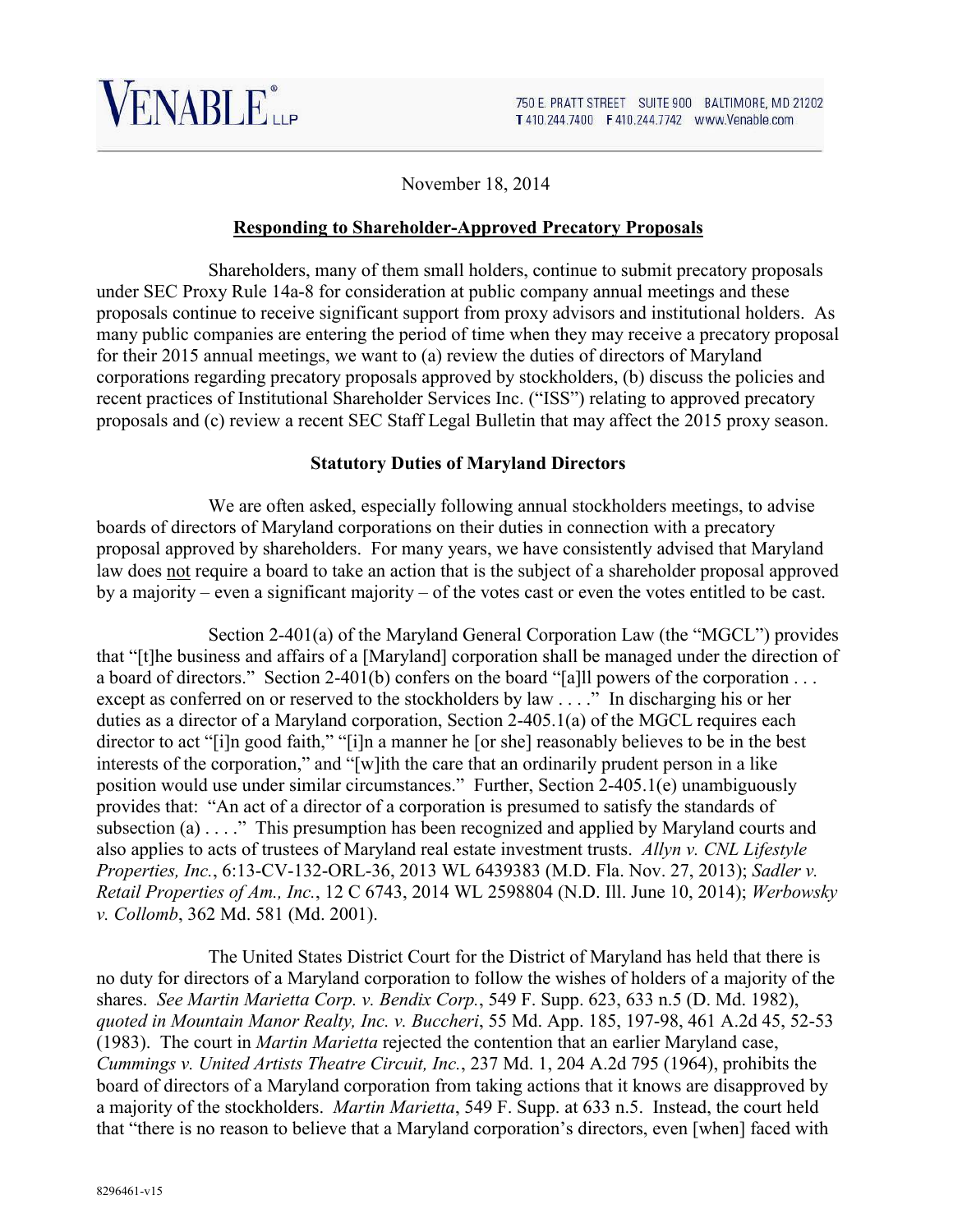VENABLE LLP

750 E. PRATT STREET SUITE 900 BALTIMORE, MD 21202
T 410.244.7400 F 410.244.7742 www.Venable.com

November 18, 2014

## **Responding to Shareholder-Approved Precatory Proposals**

Shareholders, many of them small holders, continue to submit precatory proposals under SEC Proxy Rule 14a-8 for consideration at public company annual meetings and these proposals continue to receive significant support from proxy advisors and institutional holders. As many public companies are entering the period of time when they may receive a precatory proposal for their 2015 annual meetings, we want to (a) review the duties of directors of Maryland corporations regarding precatory proposals approved by stockholders, (b) discuss the policies and recent practices of Institutional Shareholder Services Inc. ("ISS") relating to approved precatory proposals and (c) review a recent SEC Staff Legal Bulletin that may affect the 2015 proxy season.

### **Statutory Duties of Maryland Directors**

We are often asked, especially following annual stockholders meetings, to advise boards of directors of Maryland corporations on their duties in connection with a precatory proposal approved by shareholders. For many years, we have consistently advised that Maryland law does <u>not</u> require a board to take an action that is the subject of a shareholder proposal approved by a majority – even a significant majority – of the votes cast or even the votes entitled to be cast.

Section 2-401(a) of the Maryland General Corporation Law (the "MGCL") provides that "[t]he business and affairs of a [Maryland] corporation shall be managed under the direction of a board of directors." Section 2-401(b) confers on the board "[a]ll powers of the corporation . . . except as conferred on or reserved to the stockholders by law . . . ." In discharging his or her duties as a director of a Maryland corporation, Section 2-405.1(a) of the MGCL requires each director to act "[i]n good faith," "[i]n a manner he [or she] reasonably believes to be in the best interests of the corporation," and "[w]ith the care that an ordinarily prudent person in a like position would use under similar circumstances." Further, Section 2-405.1(e) unambiguously provides that: "An act of a director of a corporation is presumed to satisfy the standards of subsection (a) . . . ." This presumption has been recognized and applied by Maryland courts and also applies to acts of trustees of Maryland real estate investment trusts. *Allyn v. CNL Lifestyle Properties, Inc.*, 6:13-CV-132-ORL-36, 2013 WL 6439383 (M.D. Fla. Nov. 27, 2013); *Sadler v. Retail Properties of Am., Inc.*, 12 C 6743, 2014 WL 2598804 (N.D. Ill. June 10, 2014); *Werbowsky v. Collomb*, 362 Md. 581 (Md. 2001).

The United States District Court for the District of Maryland has held that there is no duty for directors of a Maryland corporation to follow the wishes of holders of a majority of the shares. *See Martin Marietta Corp. v. Bendix Corp.*, 549 F. Supp. 623, 633 n.5 (D. Md. 1982), *quoted in Mountain Manor Realty, Inc. v. Buccheri*, 55 Md. App. 185, 197-98, 461 A.2d 45, 52-53 (1983). The court in *Martin Marietta* rejected the contention that an earlier Maryland case, *Cummings v. United Artists Theatre Circuit, Inc.*, 237 Md. 1, 204 A.2d 795 (1964), prohibits the board of directors of a Maryland corporation from taking actions that it knows are disapproved by a majority of the stockholders. *Martin Marietta*, 549 F. Supp. at 633 n.5. Instead, the court held that "there is no reason to believe that a Maryland corporation's directors, even [when] faced with

8296461-v15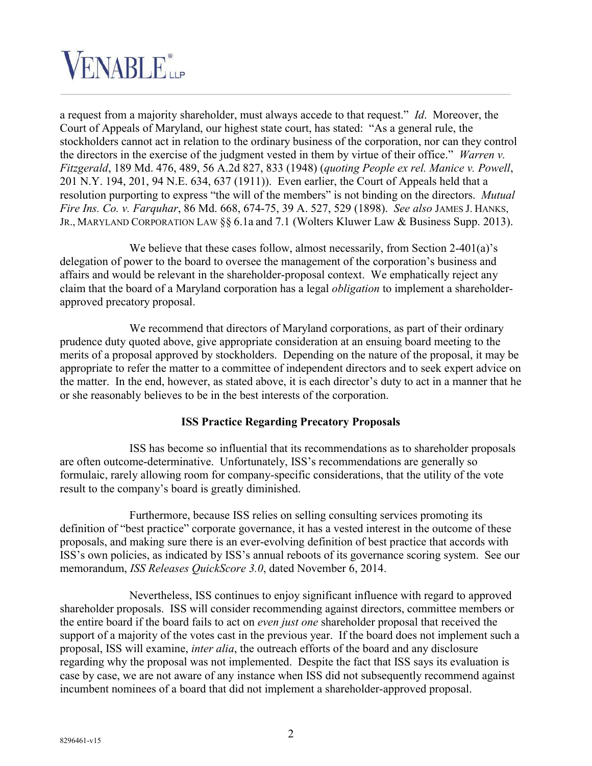a request from a majority shareholder, must always accede to that request." *Id*. Moreover, the Court of Appeals of Maryland, our highest state court, has stated: "As a general rule, the stockholders cannot act in relation to the ordinary business of the corporation, nor can they control the directors in the exercise of the judgment vested in them by virtue of their office." *Warren v. Fitzgerald*, 189 Md. 476, 489, 56 A.2d 827, 833 (1948) (*quoting People ex rel. Manice v. Powell*, 201 N.Y. 194, 201, 94 N.E. 634, 637 (1911)). Even earlier, the Court of Appeals held that a resolution purporting to express "the will of the members" is not binding on the directors. *Mutual Fire Ins. Co. v. Farquhar*, 86 Md. 668, 674-75, 39 A. 527, 529 (1898). *See also* JAMES J. HANKS, JR., MARYLAND CORPORATION LAW §§ 6.1a and 7.1 (Wolters Kluwer Law & Business Supp. 2013).

We believe that these cases follow, almost necessarily, from Section 2-401(a)'s delegation of power to the board to oversee the management of the corporation's business and affairs and would be relevant in the shareholder-proposal context. We emphatically reject any claim that the board of a Maryland corporation has a legal *obligation* to implement a shareholder-approved precatory proposal.

We recommend that directors of Maryland corporations, as part of their ordinary prudence duty quoted above, give appropriate consideration at an ensuing board meeting to the merits of a proposal approved by stockholders. Depending on the nature of the proposal, it may be appropriate to refer the matter to a committee of independent directors and to seek expert advice on the matter. In the end, however, as stated above, it is each director's duty to act in a manner that he or she reasonably believes to be in the best interests of the corporation.

**ISS Practice Regarding Precatory Proposals**

ISS has become so influential that its recommendations as to shareholder proposals are often outcome-determinative. Unfortunately, ISS's recommendations are generally so formulaic, rarely allowing room for company-specific considerations, that the utility of the vote result to the company's board is greatly diminished.

Furthermore, because ISS relies on selling consulting services promoting its definition of "best practice" corporate governance, it has a vested interest in the outcome of these proposals, and making sure there is an ever-evolving definition of best practice that accords with ISS's own policies, as indicated by ISS's annual reboots of its governance scoring system. See our memorandum, *ISS Releases QuickScore 3.0*, dated November 6, 2014.

Nevertheless, ISS continues to enjoy significant influence with regard to approved shareholder proposals. ISS will consider recommending against directors, committee members or the entire board if the board fails to act on *even just one* shareholder proposal that received the support of a majority of the votes cast in the previous year. If the board does not implement such a proposal, ISS will examine, *inter alia*, the outreach efforts of the board and any disclosure regarding why the proposal was not implemented. Despite the fact that ISS says its evaluation is case by case, we are not aware of any instance when ISS did not subsequently recommend against incumbent nominees of a board that did not implement a shareholder-approved proposal.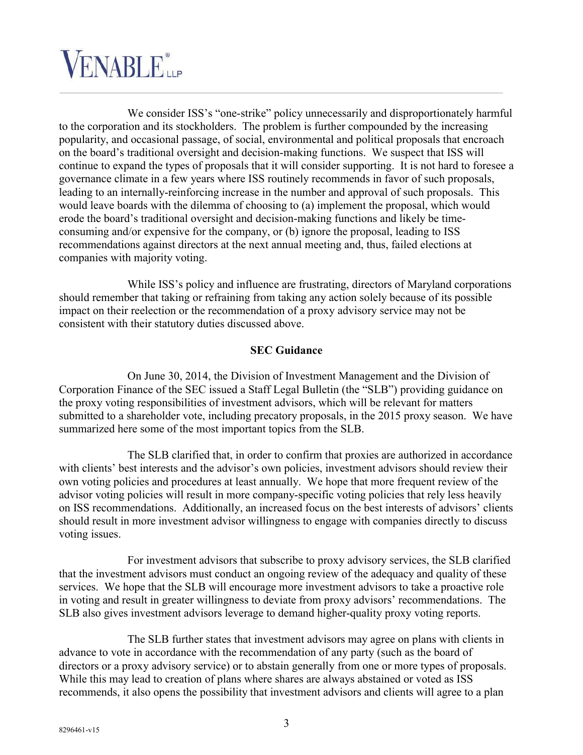We consider ISS's "one-strike" policy unnecessarily and disproportionately harmful to the corporation and its stockholders. The problem is further compounded by the increasing popularity, and occasional passage, of social, environmental and political proposals that encroach on the board's traditional oversight and decision-making functions. We suspect that ISS will continue to expand the types of proposals that it will consider supporting. It is not hard to foresee a governance climate in a few years where ISS routinely recommends in favor of such proposals, leading to an internally-reinforcing increase in the number and approval of such proposals. This would leave boards with the dilemma of choosing to (a) implement the proposal, which would erode the board's traditional oversight and decision-making functions and likely be time-consuming and/or expensive for the company, or (b) ignore the proposal, leading to ISS recommendations against directors at the next annual meeting and, thus, failed elections at companies with majority voting.

While ISS's policy and influence are frustrating, directors of Maryland corporations should remember that taking or refraining from taking any action solely because of its possible impact on their reelection or the recommendation of a proxy advisory service may not be consistent with their statutory duties discussed above.

**SEC Guidance**

On June 30, 2014, the Division of Investment Management and the Division of Corporation Finance of the SEC issued a Staff Legal Bulletin (the "SLB") providing guidance on the proxy voting responsibilities of investment advisors, which will be relevant for matters submitted to a shareholder vote, including precatory proposals, in the 2015 proxy season. We have summarized here some of the most important topics from the SLB.

The SLB clarified that, in order to confirm that proxies are authorized in accordance with clients' best interests and the advisor's own policies, investment advisors should review their own voting policies and procedures at least annually. We hope that more frequent review of the advisor voting policies will result in more company-specific voting policies that rely less heavily on ISS recommendations. Additionally, an increased focus on the best interests of advisors' clients should result in more investment advisor willingness to engage with companies directly to discuss voting issues.

For investment advisors that subscribe to proxy advisory services, the SLB clarified that the investment advisors must conduct an ongoing review of the adequacy and quality of these services. We hope that the SLB will encourage more investment advisors to take a proactive role in voting and result in greater willingness to deviate from proxy advisors' recommendations. The SLB also gives investment advisors leverage to demand higher-quality proxy voting reports.

The SLB further states that investment advisors may agree on plans with clients in advance to vote in accordance with the recommendation of any party (such as the board of directors or a proxy advisory service) or to abstain generally from one or more types of proposals. While this may lead to creation of plans where shares are always abstained or voted as ISS recommends, it also opens the possibility that investment advisors and clients will agree to a plan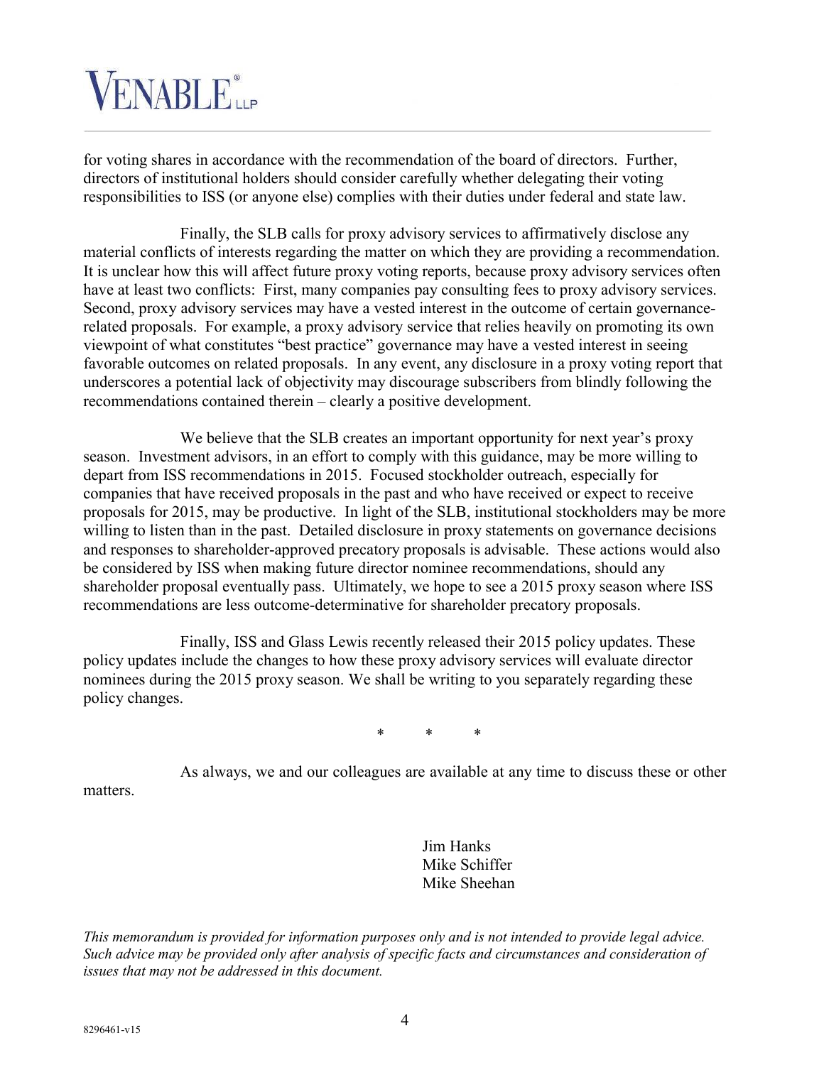for voting shares in accordance with the recommendation of the board of directors. Further, directors of institutional holders should consider carefully whether delegating their voting responsibilities to ISS (or anyone else) complies with their duties under federal and state law.

Finally, the SLB calls for proxy advisory services to affirmatively disclose any material conflicts of interests regarding the matter on which they are providing a recommendation. It is unclear how this will affect future proxy voting reports, because proxy advisory services often have at least two conflicts: First, many companies pay consulting fees to proxy advisory services. Second, proxy advisory services may have a vested interest in the outcome of certain governance-related proposals. For example, a proxy advisory service that relies heavily on promoting its own viewpoint of what constitutes "best practice" governance may have a vested interest in seeing favorable outcomes on related proposals. In any event, any disclosure in a proxy voting report that underscores a potential lack of objectivity may discourage subscribers from blindly following the recommendations contained therein – clearly a positive development.

We believe that the SLB creates an important opportunity for next year's proxy season. Investment advisors, in an effort to comply with this guidance, may be more willing to depart from ISS recommendations in 2015. Focused stockholder outreach, especially for companies that have received proposals in the past and who have received or expect to receive proposals for 2015, may be productive. In light of the SLB, institutional stockholders may be more willing to listen than in the past. Detailed disclosure in proxy statements on governance decisions and responses to shareholder-approved precatory proposals is advisable. These actions would also be considered by ISS when making future director nominee recommendations, should any shareholder proposal eventually pass. Ultimately, we hope to see a 2015 proxy season where ISS recommendations are less outcome-determinative for shareholder precatory proposals.

Finally, ISS and Glass Lewis recently released their 2015 policy updates. These policy updates include the changes to how these proxy advisory services will evaluate director nominees during the 2015 proxy season. We shall be writing to you separately regarding these policy changes.

\* \* \*

As always, we and our colleagues are available at any time to discuss these or other matters.

Jim Hanks
Mike Schiffer
Mike Sheehan

*This memorandum is provided for information purposes only and is not intended to provide legal advice. Such advice may be provided only after analysis of specific facts and circumstances and consideration of issues that may not be addressed in this document.*

8296461-v15